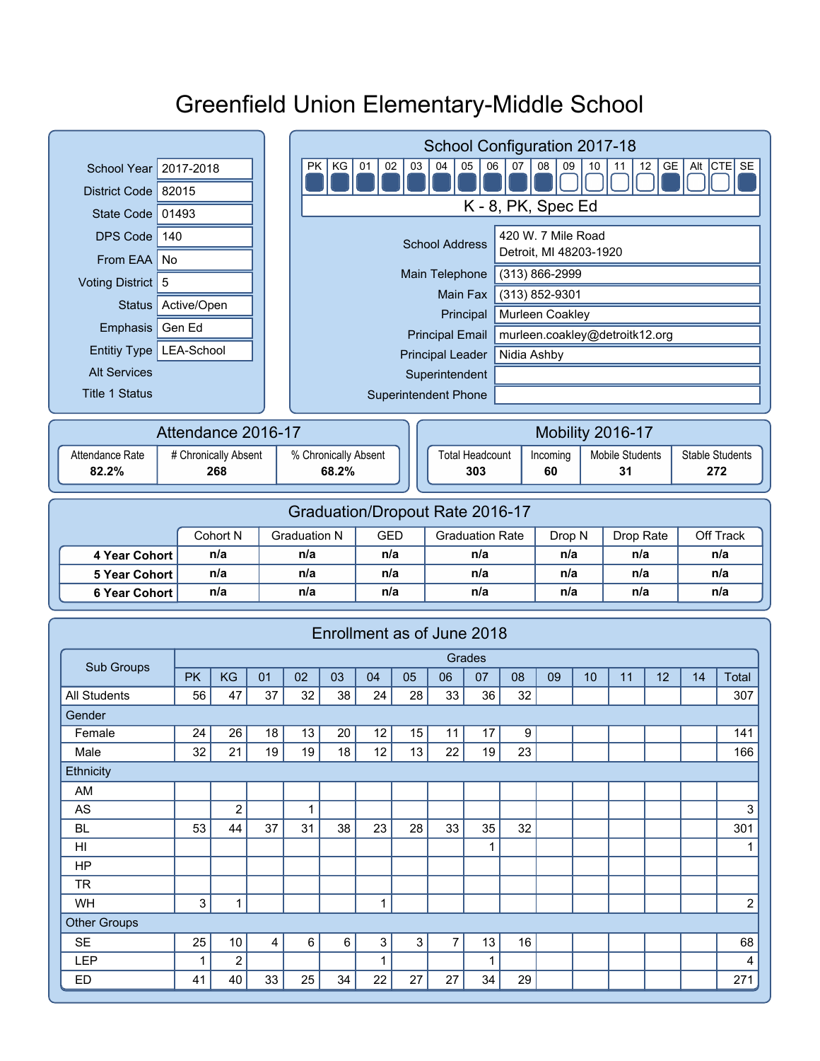# Greenfield Union Elementary-Middle School

| | |
|---|---|
| School Year | 2017-2018 |
| District Code | 82015 |
| State Code | 01493 |
| DPS Code | 140 |
| From EAA | No |
| Voting District | 5 |
| Status | Active/Open |
| Emphasis | Gen Ed |
| Entitiy Type | LEA-School |
| Alt Services | |
| Title 1 Status | |

## School Configuration 2017-18

| PK | KG | 01 | 02 | 03 | 04 | 05 | 06 | 07 | 08 | 09 | 10 | 11 | 12 | GE | Alt | CTE | SE |
|---|---|---|---|---|---|---|---|---|---|---|---|---|---|---|---|---|---|
| ■ | ■ | ■ | ■ | ■ | ■ | ■ | ■ | ■ | ■ | □ | □ | □ | □ | ■ | □ | □ | ■ |

K - 8, PK, Spec Ed

| | |
|---|---|
| School Address | 420 W. 7 Mile Road<br>Detroit, MI 48203-1920 |
| Main Telephone | (313) 866-2999 |
| Main Fax | (313) 852-9301 |
| Principal | Murleen Coakley |
| Principal Email | murleen.coakley@detroitk12.org |
| Principal Leader | Nidia Ashby |
| Superintendent | |
| Superintendent Phone | |

## Attendance 2016-17

| Attendance Rate | # Chronically Absent | % Chronically Absent |
|---|---|---|
| **82.2%** | **268** | **68.2%** |

## Mobility 2016-17

| Total Headcount | Incoming | Mobile Students | Stable Students |
|---|---|---|---|
| **303** | **60** | **31** | **272** |

## Graduation/Dropout Rate 2016-17

| | Cohort N | Graduation N | GED | Graduation Rate | Drop N | Drop Rate | Off Track |
|---|---|---|---|---|---|---|---|
| **4 Year Cohort** | n/a | n/a | n/a | n/a | n/a | n/a | n/a |
| **5 Year Cohort** | n/a | n/a | n/a | n/a | n/a | n/a | n/a |
| **6 Year Cohort** | n/a | n/a | n/a | n/a | n/a | n/a | n/a |

## Enrollment as of June 2018

| Sub Groups | Grades | | | | | | | | | | | | | | | |
|---|---|---|---|---|---|---|---|---|---|---|---|---|---|---|---|---|
| | PK | KG | 01 | 02 | 03 | 04 | 05 | 06 | 07 | 08 | 09 | 10 | 11 | 12 | 14 | Total |
| All Students | 56 | 47 | 37 | 32 | 38 | 24 | 28 | 33 | 36 | 32 | | | | | | 307 |
| Gender | | | | | | | | | | | | | | | | |
| Female | 24 | 26 | 18 | 13 | 20 | 12 | 15 | 11 | 17 | 9 | | | | | | 141 |
| Male | 32 | 21 | 19 | 19 | 18 | 12 | 13 | 22 | 19 | 23 | | | | | | 166 |
| Ethnicity | | | | | | | | | | | | | | | | |
| AM | | | | | | | | | | | | | | | | |
| AS | | 2 | | 1 | | | | | | | | | | | | 3 |
| BL | 53 | 44 | 37 | 31 | 38 | 23 | 28 | 33 | 35 | 32 | | | | | | 301 |
| HI | | | | | | | | | 1 | | | | | | | 1 |
| HP | | | | | | | | | | | | | | | | |
| TR | | | | | | | | | | | | | | | | |
| WH | 3 | 1 | | | | 1 | | | | | | | | | | 2 |
| Other Groups | | | | | | | | | | | | | | | | |
| SE | 25 | 10 | 4 | 6 | 6 | 3 | 3 | 7 | 13 | 16 | | | | | | 68 |
| LEP | 1 | 2 | | | | 1 | | | 1 | | | | | | | 4 |
| ED | 41 | 40 | 33 | 25 | 34 | 22 | 27 | 27 | 34 | 29 | | | | | | 271 |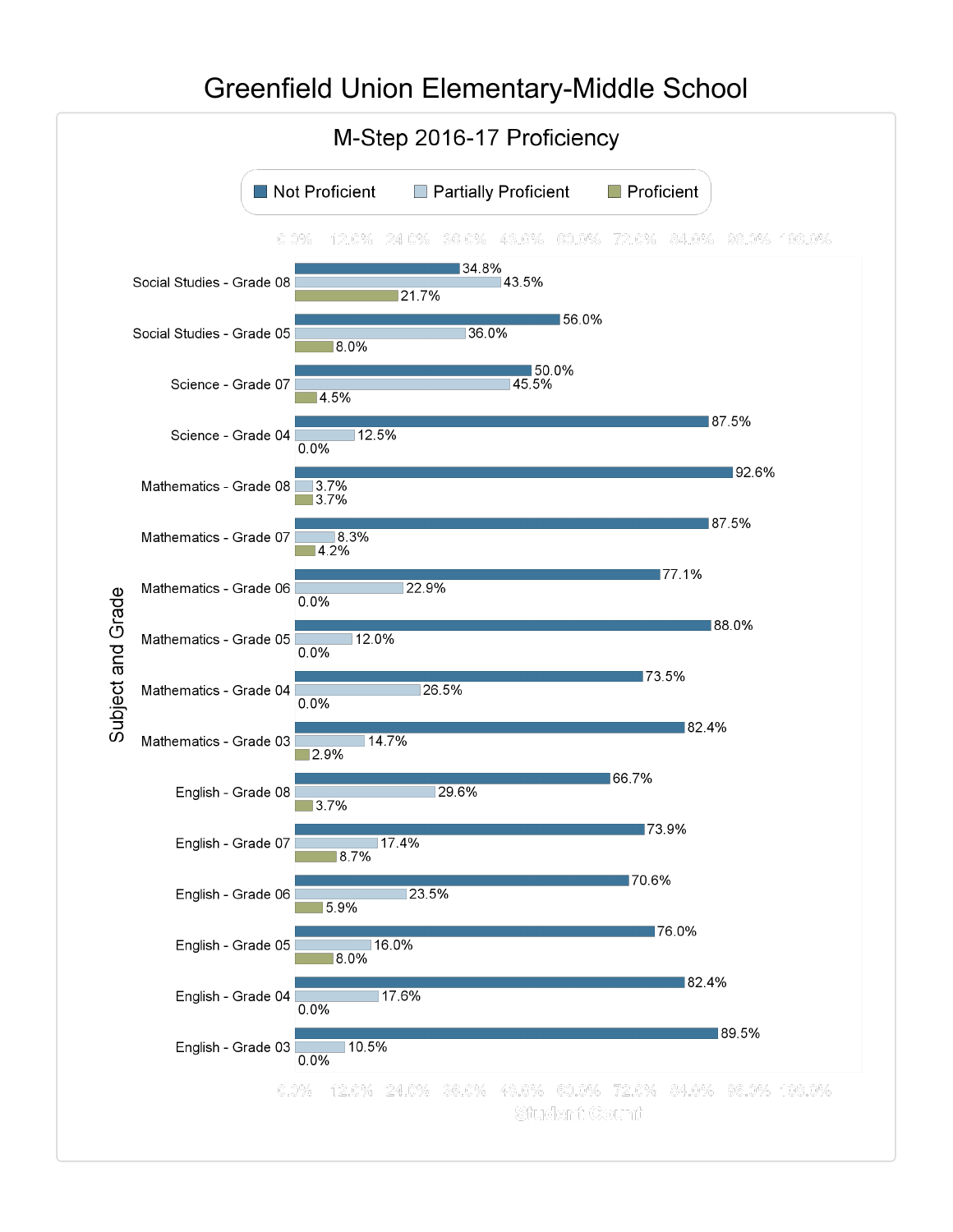# Greenfield Union Elementary-Middle School

## M-Step 2016-17 Proficiency

| Subject and Grade | Not Proficient | Partially Proficient | Proficient |
|---|---|---|---|
| Social Studies - Grade 08 | 34.8% | 43.5% | 21.7% |
| Social Studies - Grade 05 | 56.0% | 36.0% | 8.0% |
| Science - Grade 07 | 50.0% | 45.5% | 4.5% |
| Science - Grade 04 | 87.5% | 12.5% | 0.0% |
| Mathematics - Grade 08 | 92.6% | 3.7% | 3.7% |
| Mathematics - Grade 07 | 87.5% | 8.3% | 4.2% |
| Mathematics - Grade 06 | 77.1% | 22.9% | 0.0% |
| Mathematics - Grade 05 | 88.0% | 12.0% | 0.0% |
| Mathematics - Grade 04 | 73.5% | 26.5% | 0.0% |
| Mathematics - Grade 03 | 82.4% | 14.7% | 2.9% |
| English - Grade 08 | 66.7% | 29.6% | 3.7% |
| English - Grade 07 | 73.9% | 17.4% | 8.7% |
| English - Grade 06 | 70.6% | 23.5% | 5.9% |
| English - Grade 05 | 76.0% | 16.0% | 8.0% |
| English - Grade 04 | 82.4% | 17.6% | 0.0% |
| English - Grade 03 | 89.5% | 10.5% | 0.0% |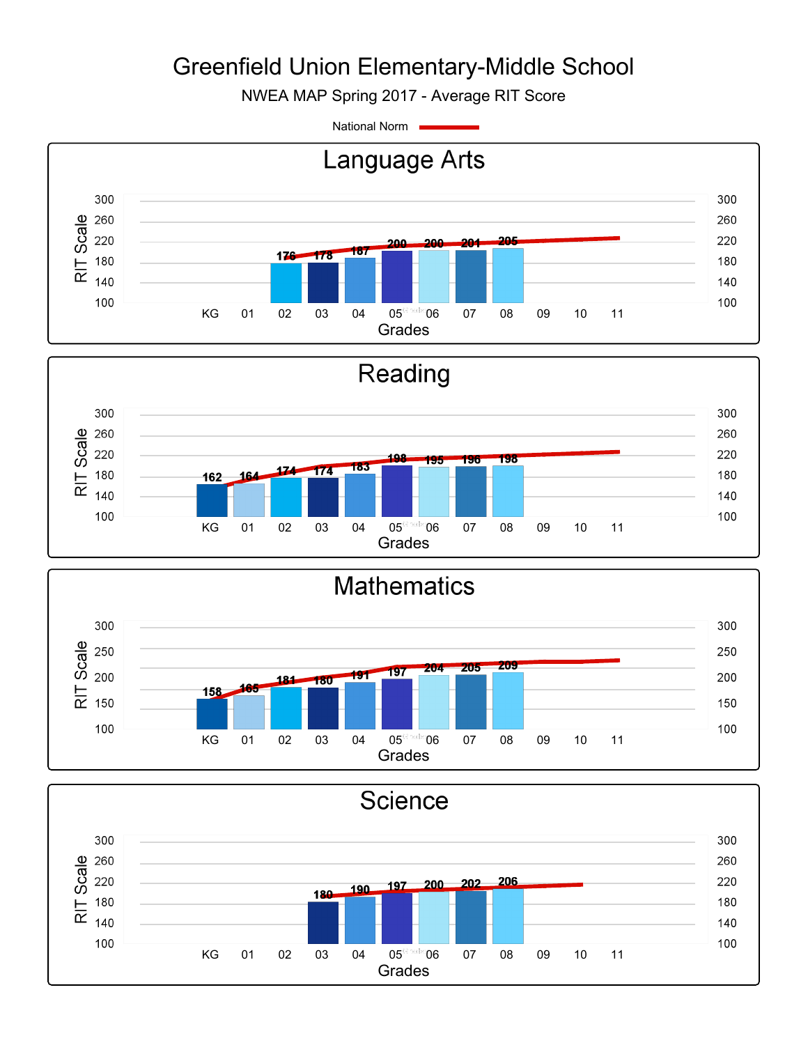# Greenfield Union Elementary-Middle School

NWEA MAP Spring 2017 - Average RIT Score

National Norm

## Language Arts

| Grades | 02 | 03 | 04 | 05 | 06 | 07 | 08 |
|---|---|---|---|---|---|---|---|
| Average RIT Score | 176 | 178 | 187 | 200 | 200 | 201 | 205 |

## Reading

| Grades | KG | 01 | 02 | 03 | 04 | 05 | 06 | 07 | 08 |
|---|---|---|---|---|---|---|---|---|---|
| Average RIT Score | 162 | 164 | 174 | 174 | 183 | 198 | 195 | 196 | 198 |

## Mathematics

| Grades | KG | 01 | 02 | 03 | 04 | 05 | 06 | 07 | 08 |
|---|---|---|---|---|---|---|---|---|---|
| Average RIT Score | 158 | 165 | 181 | 180 | 191 | 197 | 204 | 205 | 209 |

## Science

| Grades | 03 | 04 | 05 | 06 | 07 | 08 |
|---|---|---|---|---|---|---|
| Average RIT Score | 180 | 190 | 197 | 200 | 202 | 206 |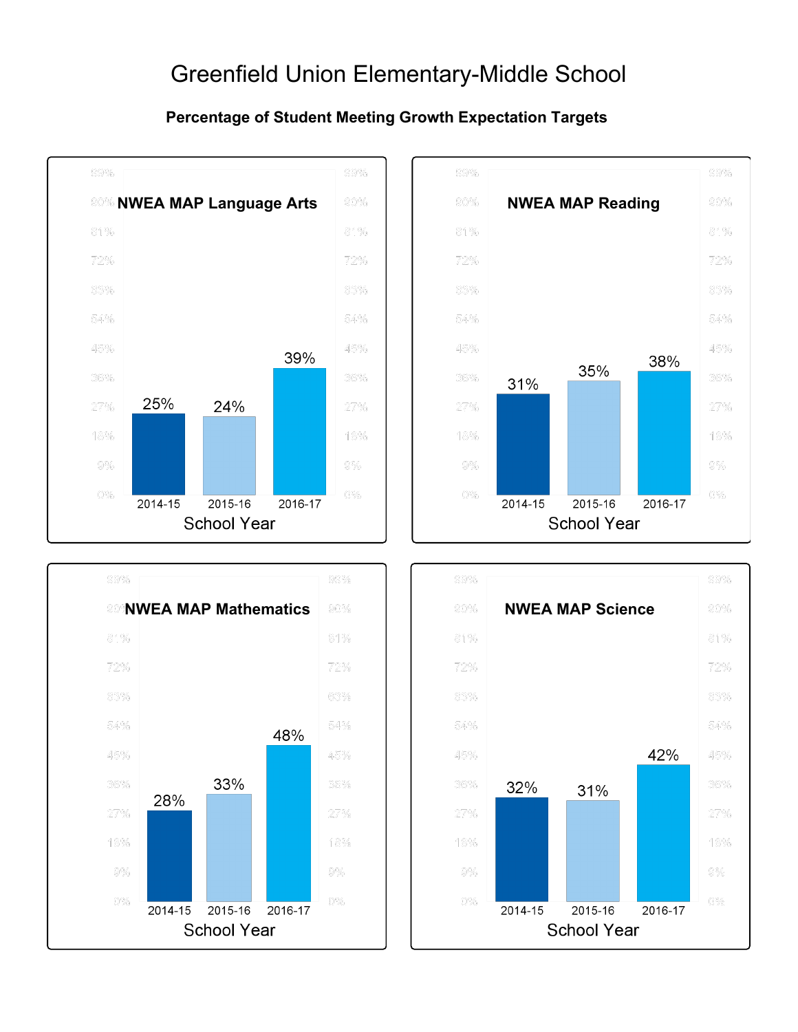# Greenfield Union Elementary-Middle School

**Percentage of Student Meeting Growth Expectation Targets**

**NWEA MAP Language Arts**

25%
24%
39%

2014-15
2015-16
2016-17

School Year

**NWEA MAP Reading**

31%
35%
38%

2014-15
2015-16
2016-17

School Year

**NWEA MAP Mathematics**

28%
33%
48%

2014-15
2015-16
2016-17

School Year

**NWEA MAP Science**

32%
31%
42%

2014-15
2015-16
2016-17

School Year